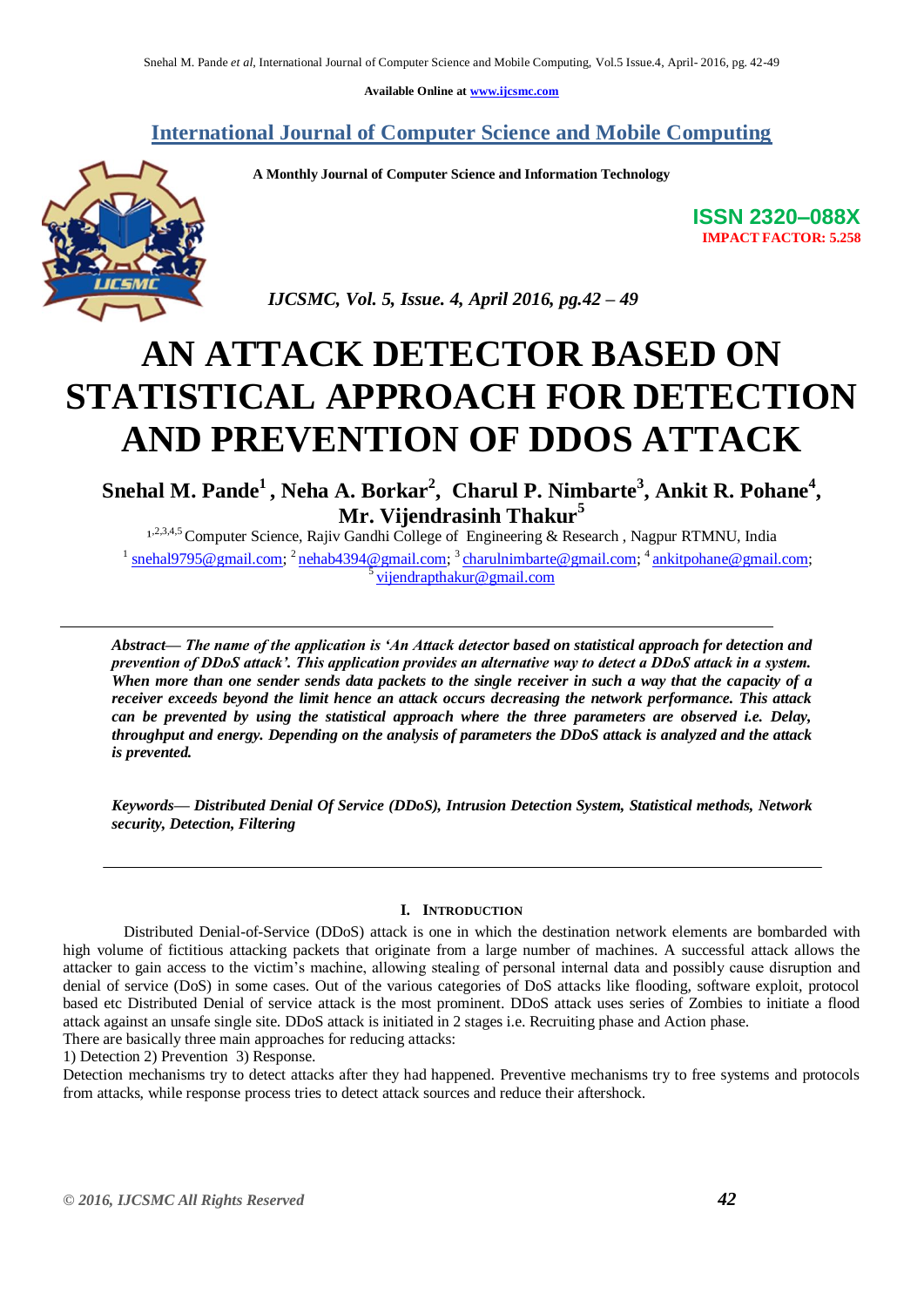Available Online at www.ijcsmc.com

## International Journal of Computer Science and Mobile Computing

**A Monthly Journal of Computer Science and Information Technology**

**ISSN 2320–088X**
**IMPACT FACTOR: 5.258**

*IJCSMC, Vol. 5, Issue. 4, April 2016, pg.42 – 49*

# AN ATTACK DETECTOR BASED ON STATISTICAL APPROACH FOR DETECTION AND PREVENTION OF DDOS ATTACK

**Snehal M. Pande[1], Neha A. Borkar[2], Charul P. Nimbarte[3], Ankit R. Pohane[4], Mr. Vijendrasinh Thakur[5]**

[1,2,3,4,5] Computer Science, Rajiv Gandhi College of Engineering & Research , Nagpur RTMNU, India

[1] snehal9795@gmail.com; [2] nehab4394@gmail.com; [3] charulnimbarte@gmail.com; [4] ankitpohane@gmail.com; [5] vijendrapthakur@gmail.com

---

***Abstract— The name of the application is 'An Attack detector based on statistical approach for detection and prevention of DDoS attack'. This application provides an alternative way to detect a DDoS attack in a system. When more than one sender sends data packets to the single receiver in such a way that the capacity of a receiver exceeds beyond the limit hence an attack occurs decreasing the network performance. This attack can be prevented by using the statistical approach where the three parameters are observed i.e. Delay, throughput and energy. Depending on the analysis of parameters the DDoS attack is analyzed and the attack is prevented.***

***Keywords— Distributed Denial Of Service (DDoS), Intrusion Detection System, Statistical methods, Network security, Detection, Filtering***

---

## I. Introduction

Distributed Denial-of-Service (DDoS) attack is one in which the destination network elements are bombarded with high volume of fictitious attacking packets that originate from a large number of machines. A successful attack allows the attacker to gain access to the victim's machine, allowing stealing of personal internal data and possibly cause disruption and denial of service (DoS) in some cases. Out of the various categories of DoS attacks like flooding, software exploit, protocol based etc Distributed Denial of service attack is the most prominent. DDoS attack uses series of Zombies to initiate a flood attack against an unsafe single site. DDoS attack is initiated in 2 stages i.e. Recruiting phase and Action phase.

There are basically three main approaches for reducing attacks:

1) Detection 2) Prevention 3) Response.

Detection mechanisms try to detect attacks after they had happened. Preventive mechanisms try to free systems and protocols from attacks, while response process tries to detect attack sources and reduce their aftershock.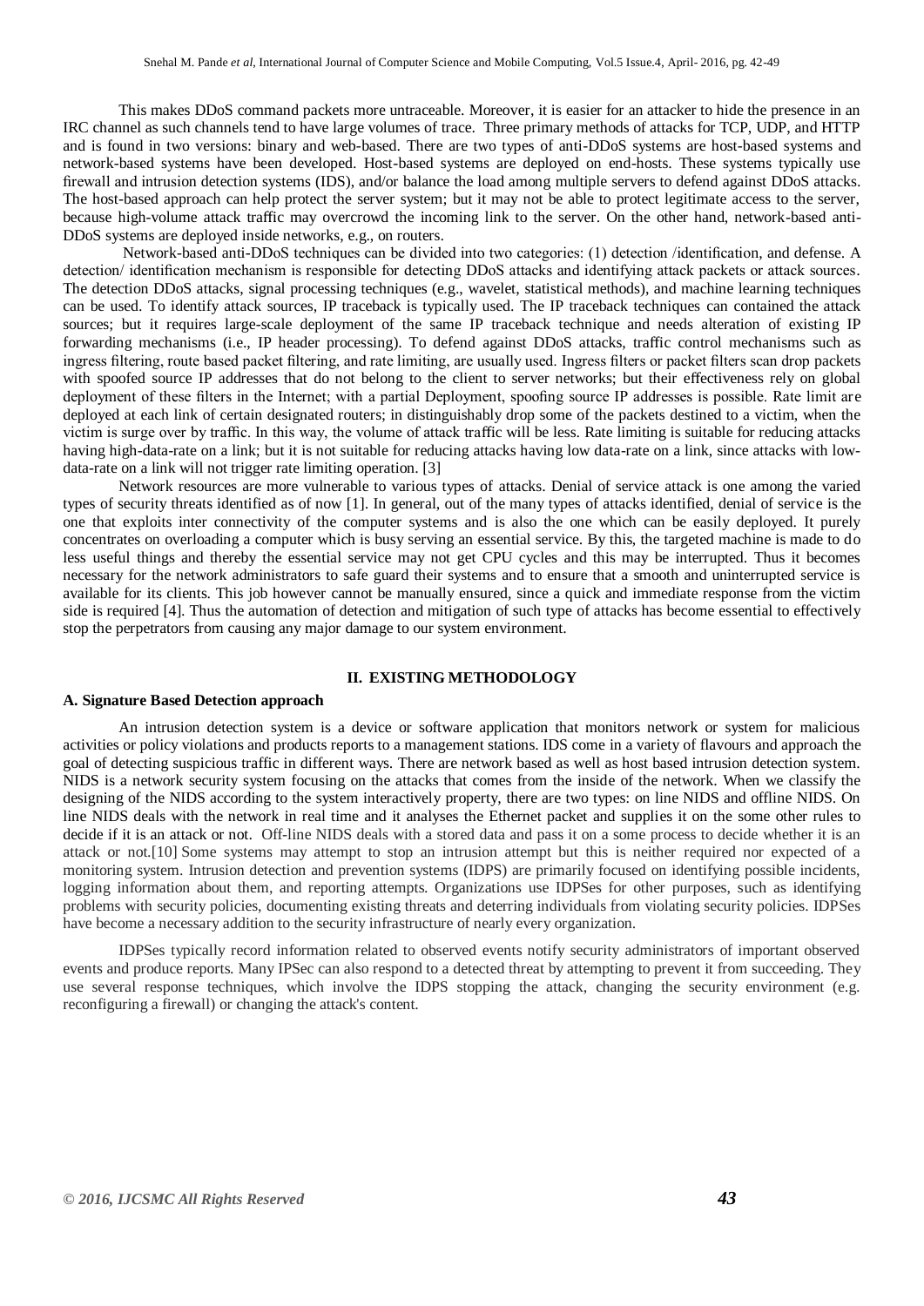This makes DDoS command packets more untraceable. Moreover, it is easier for an attacker to hide the presence in an IRC channel as such channels tend to have large volumes of trace. Three primary methods of attacks for TCP, UDP, and HTTP and is found in two versions: binary and web-based. There are two types of anti-DDoS systems are host-based systems and network-based systems have been developed. Host-based systems are deployed on end-hosts. These systems typically use firewall and intrusion detection systems (IDS), and/or balance the load among multiple servers to defend against DDoS attacks. The host-based approach can help protect the server system; but it may not be able to protect legitimate access to the server, because high-volume attack traffic may overcrowd the incoming link to the server. On the other hand, network-based anti-DDoS systems are deployed inside networks, e.g., on routers.

Network-based anti-DDoS techniques can be divided into two categories: (1) detection /identification, and defense. A detection/ identification mechanism is responsible for detecting DDoS attacks and identifying attack packets or attack sources. The detection DDoS attacks, signal processing techniques (e.g., wavelet, statistical methods), and machine learning techniques can be used. To identify attack sources, IP traceback is typically used. The IP traceback techniques can contained the attack sources; but it requires large-scale deployment of the same IP traceback technique and needs alteration of existing IP forwarding mechanisms (i.e., IP header processing). To defend against DDoS attacks, traffic control mechanisms such as ingress filtering, route based packet filtering, and rate limiting, are usually used. Ingress filters or packet filters scan drop packets with spoofed source IP addresses that do not belong to the client to server networks; but their effectiveness rely on global deployment of these filters in the Internet; with a partial Deployment, spoofing source IP addresses is possible. Rate limit are deployed at each link of certain designated routers; in distinguishably drop some of the packets destined to a victim, when the victim is surge over by traffic. In this way, the volume of attack traffic will be less. Rate limiting is suitable for reducing attacks having high-data-rate on a link; but it is not suitable for reducing attacks having low data-rate on a link, since attacks with low-data-rate on a link will not trigger rate limiting operation. [3]

Network resources are more vulnerable to various types of attacks. Denial of service attack is one among the varied types of security threats identified as of now [1]. In general, out of the many types of attacks identified, denial of service is the one that exploits inter connectivity of the computer systems and is also the one which can be easily deployed. It purely concentrates on overloading a computer which is busy serving an essential service. By this, the targeted machine is made to do less useful things and thereby the essential service may not get CPU cycles and this may be interrupted. Thus it becomes necessary for the network administrators to safe guard their systems and to ensure that a smooth and uninterrupted service is available for its clients. This job however cannot be manually ensured, since a quick and immediate response from the victim side is required [4]. Thus the automation of detection and mitigation of such type of attacks has become essential to effectively stop the perpetrators from causing any major damage to our system environment.

## II. EXISTING METHODOLOGY

### A. Signature Based Detection approach

An intrusion detection system is a device or software application that monitors network or system for malicious activities or policy violations and products reports to a management stations. IDS come in a variety of flavours and approach the goal of detecting suspicious traffic in different ways. There are network based as well as host based intrusion detection system. NIDS is a network security system focusing on the attacks that comes from the inside of the network. When we classify the designing of the NIDS according to the system interactively property, there are two types: on line NIDS and offline NIDS. On line NIDS deals with the network in real time and it analyses the Ethernet packet and supplies it on the some other rules to decide if it is an attack or not. Off-line NIDS deals with a stored data and pass it on a some process to decide whether it is an attack or not.[10] Some systems may attempt to stop an intrusion attempt but this is neither required nor expected of a monitoring system. Intrusion detection and prevention systems (IDPS) are primarily focused on identifying possible incidents, logging information about them, and reporting attempts. Organizations use IDPSes for other purposes, such as identifying problems with security policies, documenting existing threats and deterring individuals from violating security policies. IDPSes have become a necessary addition to the security infrastructure of nearly every organization.

IDPSes typically record information related to observed events notify security administrators of important observed events and produce reports. Many IPSec can also respond to a detected threat by attempting to prevent it from succeeding. They use several response techniques, which involve the IDPS stopping the attack, changing the security environment (e.g. reconfiguring a firewall) or changing the attack's content.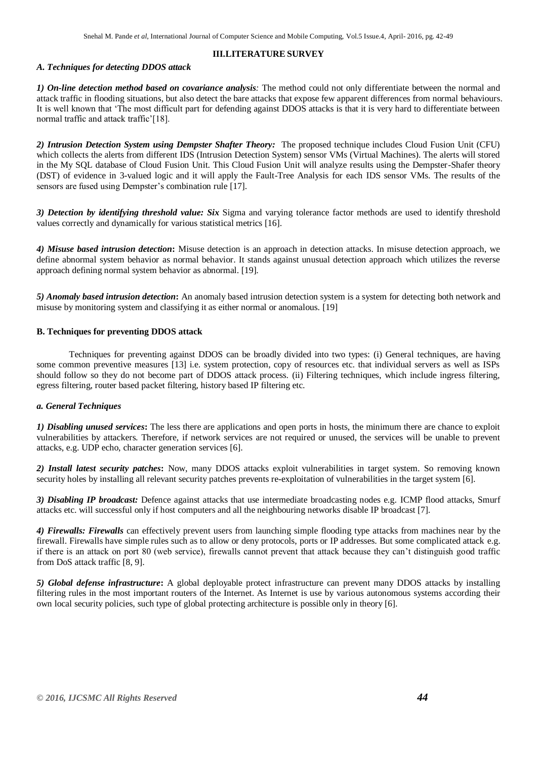## III.LITERATURE SURVEY

### *A. Techniques for detecting DDOS attack*

***1) On-line detection method based on covariance analysis**:* The method could not only differentiate between the normal and attack traffic in flooding situations, but also detect the bare attacks that expose few apparent differences from normal behaviours. It is well known that 'The most difficult part for defending against DDOS attacks is that it is very hard to differentiate between normal traffic and attack traffic'[18].

***2) Intrusion Detection System using Dempster Shafter Theory:*** The proposed technique includes Cloud Fusion Unit (CFU) which collects the alerts from different IDS (Intrusion Detection System) sensor VMs (Virtual Machines). The alerts will stored in the My SQL database of Cloud Fusion Unit. This Cloud Fusion Unit will analyze results using the Dempster-Shafer theory (DST) of evidence in 3-valued logic and it will apply the Fault-Tree Analysis for each IDS sensor VMs. The results of the sensors are fused using Dempster's combination rule [17].

***3) Detection by identifying threshold value: Six*** Sigma and varying tolerance factor methods are used to identify threshold values correctly and dynamically for various statistical metrics [16].

***4) Misuse based intrusion detection*:** Misuse detection is an approach in detection attacks. In misuse detection approach, we define abnormal system behavior as normal behavior. It stands against unusual detection approach which utilizes the reverse approach defining normal system behavior as abnormal. [19].

***5) Anomaly based intrusion detection*:** An anomaly based intrusion detection system is a system for detecting both network and misuse by monitoring system and classifying it as either normal or anomalous. [19]

### B. Techniques for preventing DDOS attack

Techniques for preventing against DDOS can be broadly divided into two types: (i) General techniques, are having some common preventive measures [13] i.e. system protection, copy of resources etc. that individual servers as well as ISPs should follow so they do not become part of DDOS attack process. (ii) Filtering techniques, which include ingress filtering, egress filtering, router based packet filtering, history based IP filtering etc.

#### *a. General Techniques*

***1) Disabling unused services*:** The less there are applications and open ports in hosts, the minimum there are chance to exploit vulnerabilities by attackers. Therefore, if network services are not required or unused, the services will be unable to prevent attacks, e.g. UDP echo, character generation services [6].

***2) Install latest security patches*:** Now, many DDOS attacks exploit vulnerabilities in target system. So removing known security holes by installing all relevant security patches prevents re-exploitation of vulnerabilities in the target system [6].

***3) Disabling IP broadcast:*** Defence against attacks that use intermediate broadcasting nodes e.g. ICMP flood attacks, Smurf attacks etc. will successful only if host computers and all the neighbouring networks disable IP broadcast [7].

***4) Firewalls: Firewalls*** can effectively prevent users from launching simple flooding type attacks from machines near by the firewall. Firewalls have simple rules such as to allow or deny protocols, ports or IP addresses. But some complicated attack e.g. if there is an attack on port 80 (web service), firewalls cannot prevent that attack because they can't distinguish good traffic from DoS attack traffic [8, 9].

***5) Global defense infrastructure*:** A global deployable protect infrastructure can prevent many DDOS attacks by installing filtering rules in the most important routers of the Internet. As Internet is use by various autonomous systems according their own local security policies, such type of global protecting architecture is possible only in theory [6].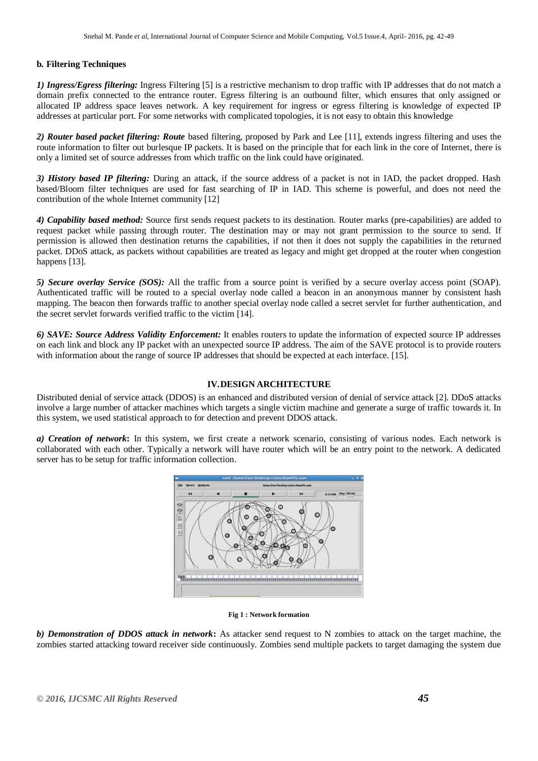**b. Filtering Techniques**

***1) Ingress/Egress filtering:*** Ingress Filtering [5] is a restrictive mechanism to drop traffic with IP addresses that do not match a domain prefix connected to the entrance router. Egress filtering is an outbound filter, which ensures that only assigned or allocated IP address space leaves network. A key requirement for ingress or egress filtering is knowledge of expected IP addresses at particular port. For some networks with complicated topologies, it is not easy to obtain this knowledge

***2) Router based packet filtering: Route*** based filtering, proposed by Park and Lee [11], extends ingress filtering and uses the route information to filter out burlesque IP packets. It is based on the principle that for each link in the core of Internet, there is only a limited set of source addresses from which traffic on the link could have originated.

***3) History based IP filtering:*** During an attack, if the source address of a packet is not in IAD, the packet dropped. Hash based/Bloom filter techniques are used for fast searching of IP in IAD. This scheme is powerful, and does not need the contribution of the whole Internet community [12]

***4) Capability based method:*** Source first sends request packets to its destination. Router marks (pre-capabilities) are added to request packet while passing through router. The destination may or may not grant permission to the source to send. If permission is allowed then destination returns the capabilities, if not then it does not supply the capabilities in the returned packet. DDoS attack, as packets without capabilities are treated as legacy and might get dropped at the router when congestion happens [13].

***5) Secure overlay Service (SOS):*** All the traffic from a source point is verified by a secure overlay access point (SOAP). Authenticated traffic will be routed to a special overlay node called a beacon in an anonymous manner by consistent hash mapping. The beacon then forwards traffic to another special overlay node called a secret servlet for further authentication, and the secret servlet forwards verified traffic to the victim [14].

***6) SAVE: Source Address Validity Enforcement:*** It enables routers to update the information of expected source IP addresses on each link and block any IP packet with an unexpected source IP address. The aim of the SAVE protocol is to provide routers with information about the range of source IP addresses that should be expected at each interface. [15].

## IV. DESIGN ARCHITECTURE

Distributed denial of service attack (DDOS) is an enhanced and distributed version of denial of service attack [2]. DDoS attacks involve a large number of attacker machines which targets a single victim machine and generate a surge of traffic towards it. In this system, we used statistical approach to for detection and prevent DDOS attack.

***a) Creation of network*:** In this system, we first create a network scenario, consisting of various nodes. Each network is collaborated with each other. Typically a network will have router which will be an entry point to the network. A dedicated server has to be setup for traffic information collection.

**Fig 1 : Network formation**

***b) Demonstration of DDOS attack in network*:** As attacker send request to N zombies to attack on the target machine, the zombies started attacking toward receiver side continuously. Zombies send multiple packets to target damaging the system due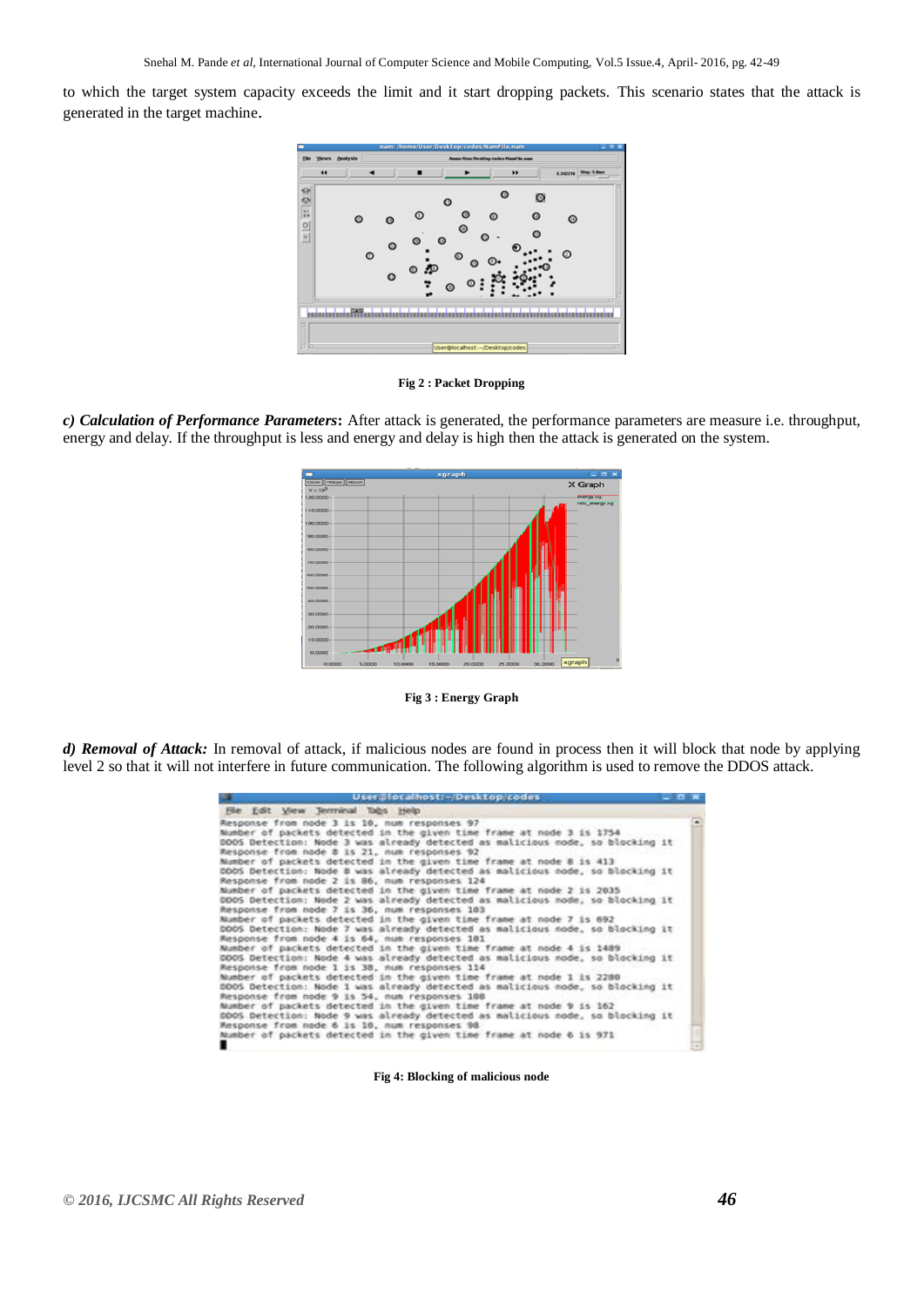to which the target system capacity exceeds the limit and it start dropping packets. This scenario states that the attack is generated in the target machine.

**Fig 2 : Packet Dropping**

***c) Calculation of Performance Parameters*:** After attack is generated, the performance parameters are measure i.e. throughput, energy and delay. If the throughput is less and energy and delay is high then the attack is generated on the system.

**Fig 3 : Energy Graph**

***d) Removal of Attack:*** In removal of attack, if malicious nodes are found in process then it will block that node by applying level 2 so that it will not interfere in future communication. The following algorithm is used to remove the DDOS attack.

**Fig 4: Blocking of malicious node**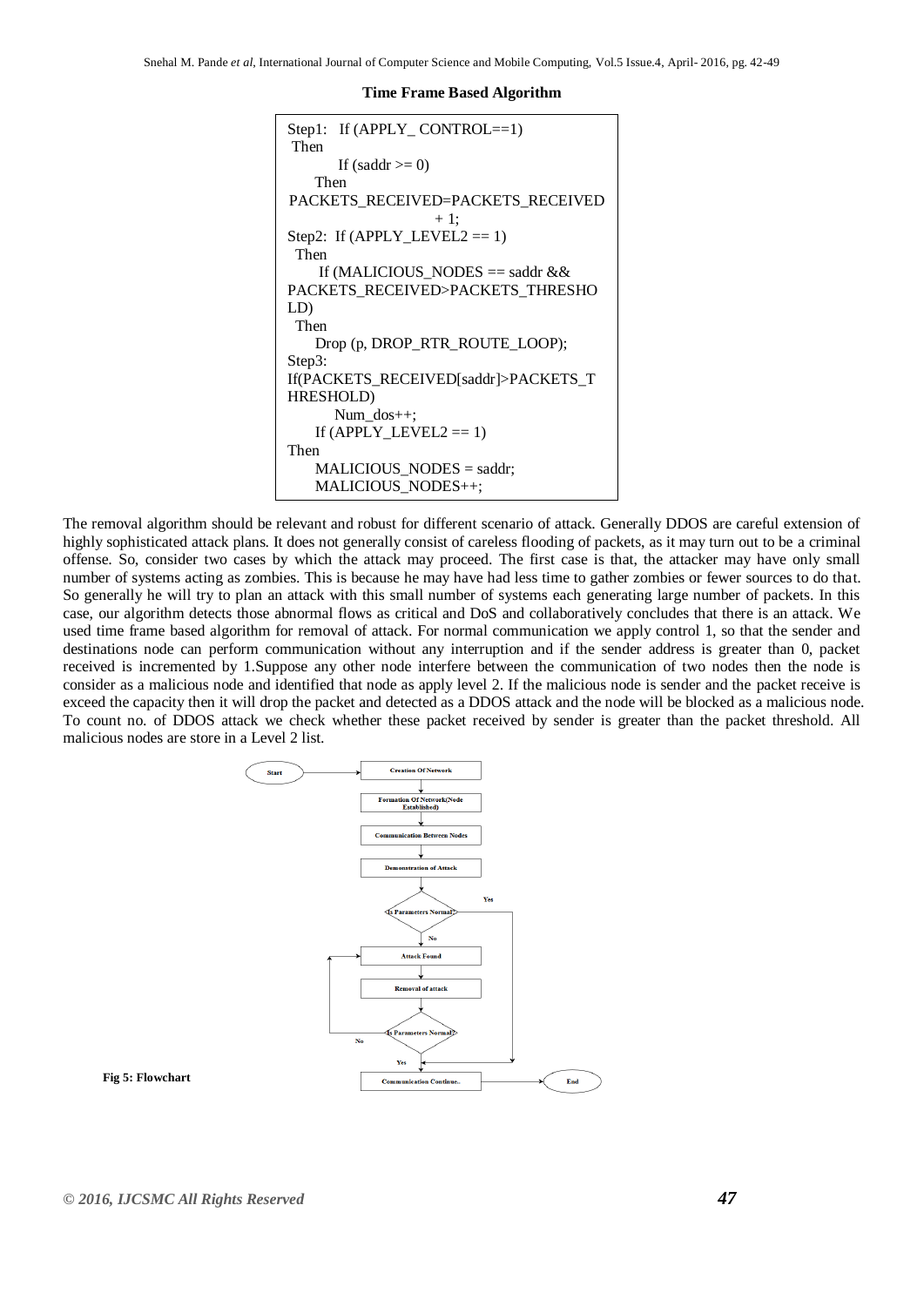**Time Frame Based Algorithm**

```
Step1:  If (APPLY_ CONTROL==1)
 Then
        If (saddr >= 0)
     Then
PACKETS_RECEIVED=PACKETS_RECEIVED
                     + 1;
Step2:  If (APPLY_LEVEL2 == 1)
  Then
      If (MALICIOUS_NODES == saddr &&
PACKETS_RECEIVED>PACKETS_THRESHO
LD)
  Then
     Drop (p, DROP_RTR_ROUTE_LOOP);
Step3:
If(PACKETS_RECEIVED[saddr]>PACKETS_T
HRESHOLD)
        Num_dos++;
     If (APPLY_LEVEL2 == 1)
Then
     MALICIOUS_NODES = saddr;
     MALICIOUS_NODES++;
```

The removal algorithm should be relevant and robust for different scenario of attack. Generally DDOS are careful extension of highly sophisticated attack plans. It does not generally consist of careless flooding of packets, as it may turn out to be a criminal offense. So, consider two cases by which the attack may proceed. The first case is that, the attacker may have only small number of systems acting as zombies. This is because he may have had less time to gather zombies or fewer sources to do that. So generally he will try to plan an attack with this small number of systems each generating large number of packets. In this case, our algorithm detects those abnormal flows as critical and DoS and collaboratively concludes that there is an attack. We used time frame based algorithm for removal of attack. For normal communication we apply control 1, so that the sender and destinations node can perform communication without any interruption and if the sender address is greater than 0, packet received is incremented by 1.Suppose any other node interfere between the communication of two nodes then the node is consider as a malicious node and identified that node as apply level 2. If the malicious node is sender and the packet receive is exceed the capacity then it will drop the packet and detected as a DDOS attack and the node will be blocked as a malicious node. To count no. of DDOS attack we check whether these packet received by sender is greater than the packet threshold. All malicious nodes are store in a Level 2 list.

**Fig 5: Flowchart**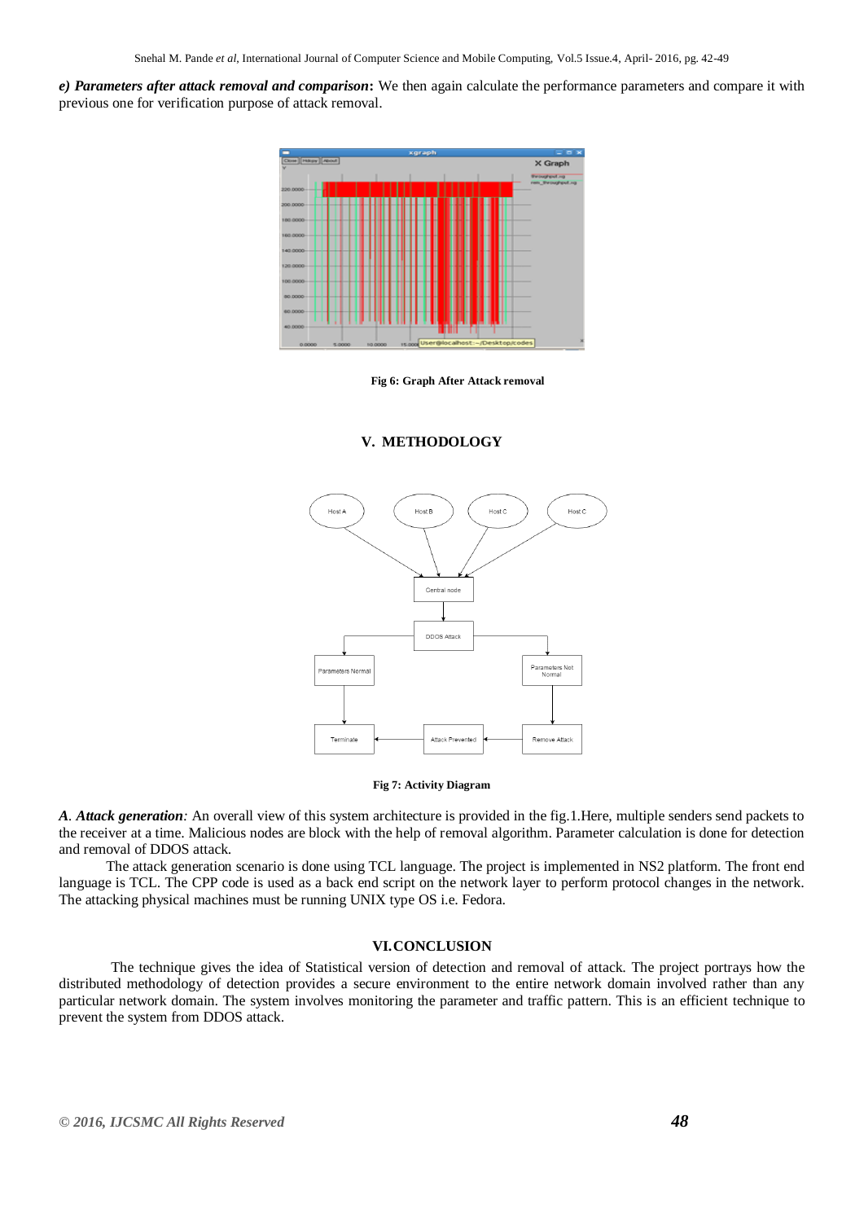***e) Parameters after attack removal and comparison*:** We then again calculate the performance parameters and compare it with previous one for verification purpose of attack removal.

**Fig 6: Graph After Attack removal**

## V. METHODOLOGY

**Fig 7: Activity Diagram**

***A*. *Attack generation*:** An overall view of this system architecture is provided in the fig.1.Here, multiple senders send packets to the receiver at a time. Malicious nodes are block with the help of removal algorithm. Parameter calculation is done for detection and removal of DDOS attack.

The attack generation scenario is done using TCL language. The project is implemented in NS2 platform. The front end language is TCL. The CPP code is used as a back end script on the network layer to perform protocol changes in the network. The attacking physical machines must be running UNIX type OS i.e. Fedora.

## VI. CONCLUSION

The technique gives the idea of Statistical version of detection and removal of attack. The project portrays how the distributed methodology of detection provides a secure environment to the entire network domain involved rather than any particular network domain. The system involves monitoring the parameter and traffic pattern. This is an efficient technique to prevent the system from DDOS attack.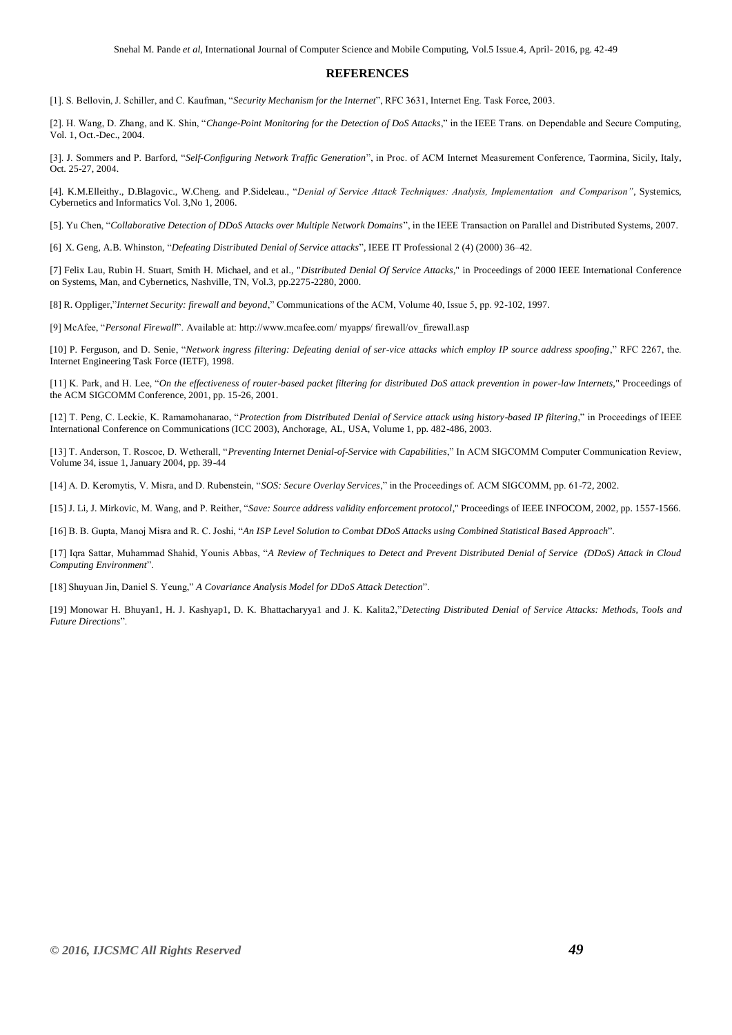## REFERENCES

[1]. S. Bellovin, J. Schiller, and C. Kaufman, "*Security Mechanism for the Internet*", RFC 3631, Internet Eng. Task Force, 2003.

[2]. H. Wang, D. Zhang, and K. Shin, "*Change-Point Monitoring for the Detection of DoS Attacks*," in the IEEE Trans. on Dependable and Secure Computing, Vol. 1, Oct.-Dec., 2004.

[3]. J. Sommers and P. Barford, "*Self-Configuring Network Traffic Generation*", in Proc. of ACM Internet Measurement Conference, Taormina, Sicily, Italy, Oct. 25-27, 2004.

[4]. K.M.Elleithy., D.Blagovic., W.Cheng. and P.Sideleau., "*Denial of Service Attack Techniques: Analysis, Implementation and Comparison"*, Systemics, Cybernetics and Informatics Vol. 3,No 1, 2006.

[5]. Yu Chen, "*Collaborative Detection of DDoS Attacks over Multiple Network Domains*", in the IEEE Transaction on Parallel and Distributed Systems, 2007.

[6] X. Geng, A.B. Whinston, "*Defeating Distributed Denial of Service attacks*", IEEE IT Professional 2 (4) (2000) 36–42.

[7] Felix Lau, Rubin H. Stuart, Smith H. Michael, and et al., "*Distributed Denial Of Service Attacks*," in Proceedings of 2000 IEEE International Conference on Systems, Man, and Cybernetics, Nashville, TN, Vol.3, pp.2275-2280, 2000.

[8] R. Oppliger,"*Internet Security: firewall and beyond*," Communications of the ACM, Volume 40, Issue 5, pp. 92-102, 1997.

[9] McAfee, "*Personal Firewall*". Available at: http://www.mcafee.com/ myapps/ firewall/ov_firewall.asp

[10] P. Ferguson, and D. Senie, "*Network ingress filtering: Defeating denial of ser-vice attacks which employ IP source address spoofing*," RFC 2267, the. Internet Engineering Task Force (IETF), 1998.

[11] K. Park, and H. Lee, "*On the effectiveness of router-based packet filtering for distributed DoS attack prevention in power-law Internets*," Proceedings of the ACM SIGCOMM Conference, 2001, pp. 15-26, 2001.

[12] T. Peng, C. Leckie, K. Ramamohanarao, "*Protection from Distributed Denial of Service attack using history-based IP filtering*," in Proceedings of IEEE International Conference on Communications (ICC 2003), Anchorage, AL, USA, Volume 1, pp. 482-486, 2003.

[13] T. Anderson, T. Roscoe, D. Wetherall, "*Preventing Internet Denial-of-Service with Capabilities*," In ACM SIGCOMM Computer Communication Review, Volume 34, issue 1, January 2004, pp. 39-44

[14] A. D. Keromytis, V. Misra, and D. Rubenstein, "*SOS: Secure Overlay Services*," in the Proceedings of. ACM SIGCOMM, pp. 61-72, 2002.

[15] J. Li, J. Mirkovic, M. Wang, and P. Reither, "*Save: Source address validity enforcement protocol*," Proceedings of IEEE INFOCOM, 2002, pp. 1557-1566.

[16] B. B. Gupta, Manoj Misra and R. C. Joshi, "*An ISP Level Solution to Combat DDoS Attacks using Combined Statistical Based Approach*".

[17] Iqra Sattar, Muhammad Shahid, Younis Abbas, "*A Review of Techniques to Detect and Prevent Distributed Denial of Service (DDoS) Attack in Cloud Computing Environment*".

[18] Shuyuan Jin, Daniel S. Yeung," *A Covariance Analysis Model for DDoS Attack Detection*".

[19] Monowar H. Bhuyan1, H. J. Kashyap1, D. K. Bhattacharyya1 and J. K. Kalita2,"*Detecting Distributed Denial of Service Attacks: Methods, Tools and Future Directions*".